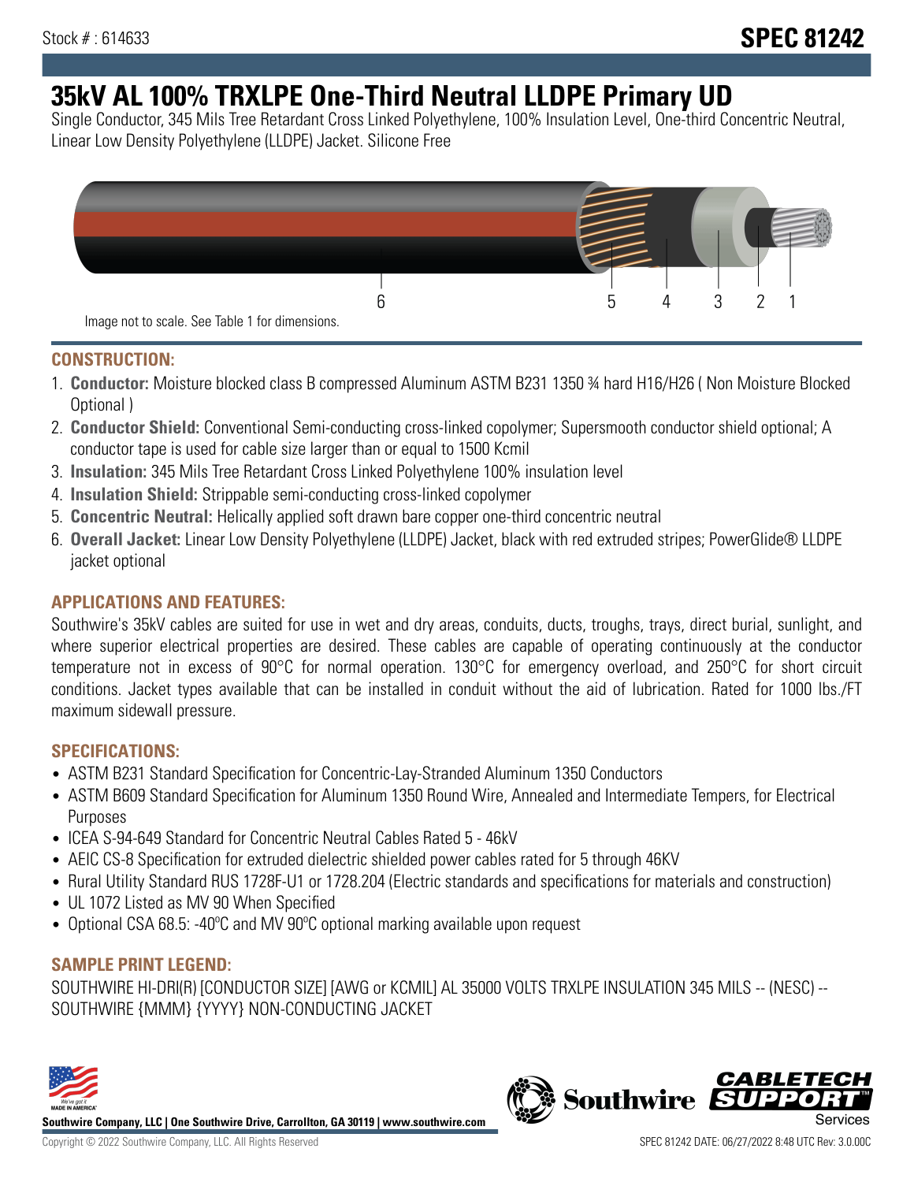Stock # : 614633

# SPEC 81242

# 35kV AL 100% TRXLPE One-Third Neutral LLDPE Primary UD

Single Conductor, 345 Mils Tree Retardant Cross Linked Polyethylene, 100% Insulation Level, One-third Concentric Neutral, Linear Low Density Polyethylene (LLDPE) Jacket. Silicone Free

6 5 4 3 2 1

Image not to scale. See Table 1 for dimensions.

## CONSTRUCTION:

1. **Conductor:** Moisture blocked class B compressed Aluminum ASTM B231 1350 ¾ hard H16/H26 ( Non Moisture Blocked Optional )
2. **Conductor Shield:** Conventional Semi-conducting cross-linked copolymer; Supersmooth conductor shield optional; A conductor tape is used for cable size larger than or equal to 1500 Kcmil
3. **Insulation:** 345 Mils Tree Retardant Cross Linked Polyethylene 100% insulation level
4. **Insulation Shield:** Strippable semi-conducting cross-linked copolymer
5. **Concentric Neutral:** Helically applied soft drawn bare copper one-third concentric neutral
6. **Overall Jacket:** Linear Low Density Polyethylene (LLDPE) Jacket, black with red extruded stripes; PowerGlide® LLDPE jacket optional

## APPLICATIONS AND FEATURES:

Southwire's 35kV cables are suited for use in wet and dry areas, conduits, ducts, troughs, trays, direct burial, sunlight, and where superior electrical properties are desired. These cables are capable of operating continuously at the conductor temperature not in excess of 90°C for normal operation. 130°C for emergency overload, and 250°C for short circuit conditions. Jacket types available that can be installed in conduit without the aid of lubrication. Rated for 1000 lbs./FT maximum sidewall pressure.

## SPECIFICATIONS:

- ASTM B231 Standard Specification for Concentric-Lay-Stranded Aluminum 1350 Conductors
- ASTM B609 Standard Specification for Aluminum 1350 Round Wire, Annealed and Intermediate Tempers, for Electrical Purposes
- ICEA S-94-649 Standard for Concentric Neutral Cables Rated 5 - 46kV
- AEIC CS-8 Specification for extruded dielectric shielded power cables rated for 5 through 46KV
- Rural Utility Standard RUS 1728F-U1 or 1728.204 (Electric standards and specifications for materials and construction)
- UL 1072 Listed as MV 90 When Specified
- Optional CSA 68.5: -40ºC and MV 90ºC optional marking available upon request

## SAMPLE PRINT LEGEND:

SOUTHWIRE HI-DRI(R) [CONDUCTOR SIZE] [AWG or KCMIL] AL 35000 VOLTS TRXLPE INSULATION 345 MILS -- (NESC) -- SOUTHWIRE {MMM} {YYYY} NON-CONDUCTING JACKET

**Southwire Company, LLC | One Southwire Drive, Carrollton, GA 30119 | www.southwire.com**

Copyright © 2022 Southwire Company, LLC. All Rights Reserved

SPEC 81242 DATE: 06/27/2022 8:48 UTC Rev: 3.0.00C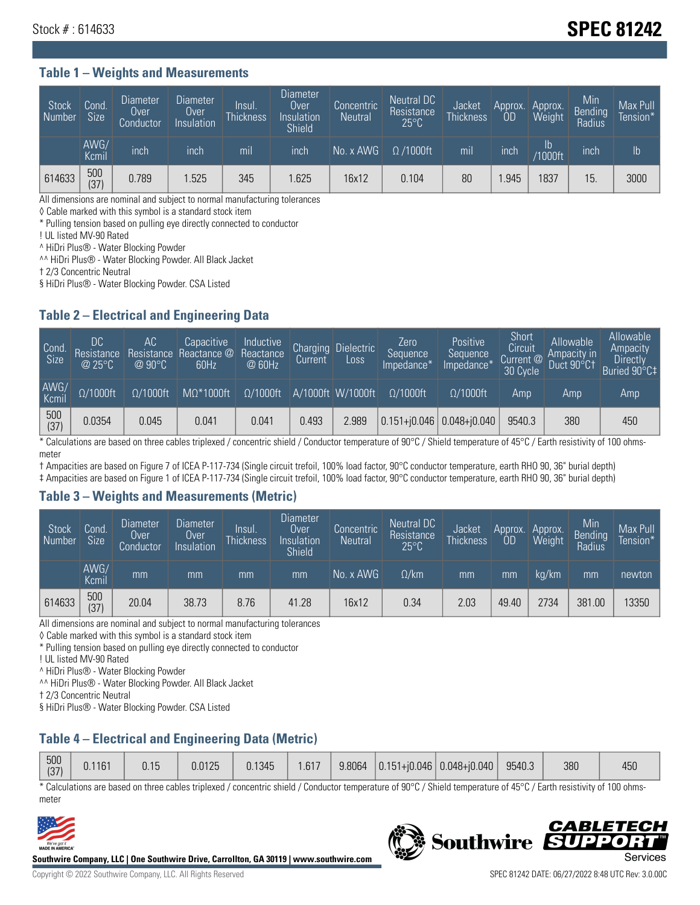Stock # : 614633

# SPEC 81242

## Table 1 – Weights and Measurements

| Stock Number | Cond. Size | Diameter Over Conductor | Diameter Over Insulation | Insul. Thickness | Diameter Over Insulation Shield | Concentric Neutral | Neutral DC Resistance 25°C | Jacket Thickness | Approx. OD | Approx. Weight | Min Bending Radius | Max Pull Tension* |
|---|---|---|---|---|---|---|---|---|---|---|---|---|
| | AWG/ Kcmil | inch | inch | mil | inch | No. x AWG | Ω /1000ft | mil | inch | lb /1000ft | inch | lb |
| 614633 | 500 (37) | 0.789 | 1.525 | 345 | 1.625 | 16x12 | 0.104 | 80 | 1.945 | 1837 | 15. | 3000 |

All dimensions are nominal and subject to normal manufacturing tolerances

◊ Cable marked with this symbol is a standard stock item

* Pulling tension based on pulling eye directly connected to conductor

! UL listed MV-90 Rated

^ HiDri Plus® - Water Blocking Powder

^^ HiDri Plus® - Water Blocking Powder. All Black Jacket

† 2/3 Concentric Neutral

§ HiDri Plus® - Water Blocking Powder. CSA Listed

## Table 2 – Electrical and Engineering Data

| Cond. Size | DC Resistance @ 25°C | AC Resistance @ 90°C | Capacitive Reactance @ 60Hz | Inductive Reactance @ 60Hz | Charging Current | Dielectric Loss | Zero Sequence Impedance* | Positive Sequence Impedance* | Short Circuit Current @ 30 Cycle | Allowable Ampacity in Duct 90°C† | Allowable Ampacity Directly Buried 90°C‡ |
|---|---|---|---|---|---|---|---|---|---|---|---|
| AWG/ Kcmil | Ω/1000ft | Ω/1000ft | MΩ*1000ft | Ω/1000ft | A/1000ft | W/1000ft | Ω/1000ft | Ω/1000ft | Amp | Amp | Amp |
| 500 (37) | 0.0354 | 0.045 | 0.041 | 0.041 | 0.493 | 2.989 | 0.151+j0.046 | 0.048+j0.040 | 9540.3 | 380 | 450 |

* Calculations are based on three cables triplexed / concentric shield / Conductor temperature of 90°C / Shield temperature of 45°C / Earth resistivity of 100 ohms-meter

† Ampacities are based on Figure 7 of ICEA P-117-734 (Single circuit trefoil, 100% load factor, 90°C conductor temperature, earth RHO 90, 36" burial depth)

‡ Ampacities are based on Figure 1 of ICEA P-117-734 (Single circuit trefoil, 100% load factor, 90°C conductor temperature, earth RHO 90, 36" burial depth)

## Table 3 – Weights and Measurements (Metric)

| Stock Number | Cond. Size | Diameter Over Conductor | Diameter Over Insulation | Insul. Thickness | Diameter Over Insulation Shield | Concentric Neutral | Neutral DC Resistance 25°C | Jacket Thickness | Approx. OD | Approx. Weight | Min Bending Radius | Max Pull Tension* |
|---|---|---|---|---|---|---|---|---|---|---|---|---|
| | AWG/ Kcmil | mm | mm | mm | mm | No. x AWG | Ω/km | mm | mm | kg/km | mm | newton |
| 614633 | 500 (37) | 20.04 | 38.73 | 8.76 | 41.28 | 16x12 | 0.34 | 2.03 | 49.40 | 2734 | 381.00 | 13350 |

All dimensions are nominal and subject to normal manufacturing tolerances

◊ Cable marked with this symbol is a standard stock item

* Pulling tension based on pulling eye directly connected to conductor

! UL listed MV-90 Rated

^ HiDri Plus® - Water Blocking Powder

^^ HiDri Plus® - Water Blocking Powder. All Black Jacket

† 2/3 Concentric Neutral

§ HiDri Plus® - Water Blocking Powder. CSA Listed

## Table 4 – Electrical and Engineering Data (Metric)

| | | | | | | | | | | | |
|---|---|---|---|---|---|---|---|---|---|---|---|
| 500 (37) | 0.1161 | 0.15 | 0.0125 | 0.1345 | 1.617 | 9.8064 | 0.151+j0.046 | 0.048+j0.040 | 9540.3 | 380 | 450 |

* Calculations are based on three cables triplexed / concentric shield / Conductor temperature of 90°C / Shield temperature of 45°C / Earth resistivity of 100 ohms-meter

Southwire Company, LLC | One Southwire Drive, Carrollton, GA 30119 | www.southwire.com

Copyright © 2022 Southwire Company, LLC. All Rights Reserved

SPEC 81242 DATE: 06/27/2022 8:48 UTC Rev: 3.0.00C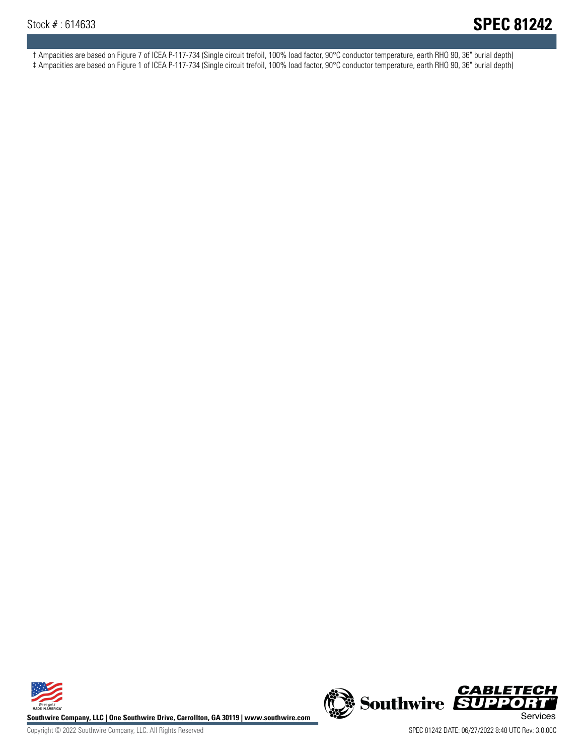† Ampacities are based on Figure 7 of ICEA P-117-734 (Single circuit trefoil, 100% load factor, 90°C conductor temperature, earth RHO 90, 36" burial depth)
‡ Ampacities are based on Figure 1 of ICEA P-117-734 (Single circuit trefoil, 100% load factor, 90°C conductor temperature, earth RHO 90, 36" burial depth)